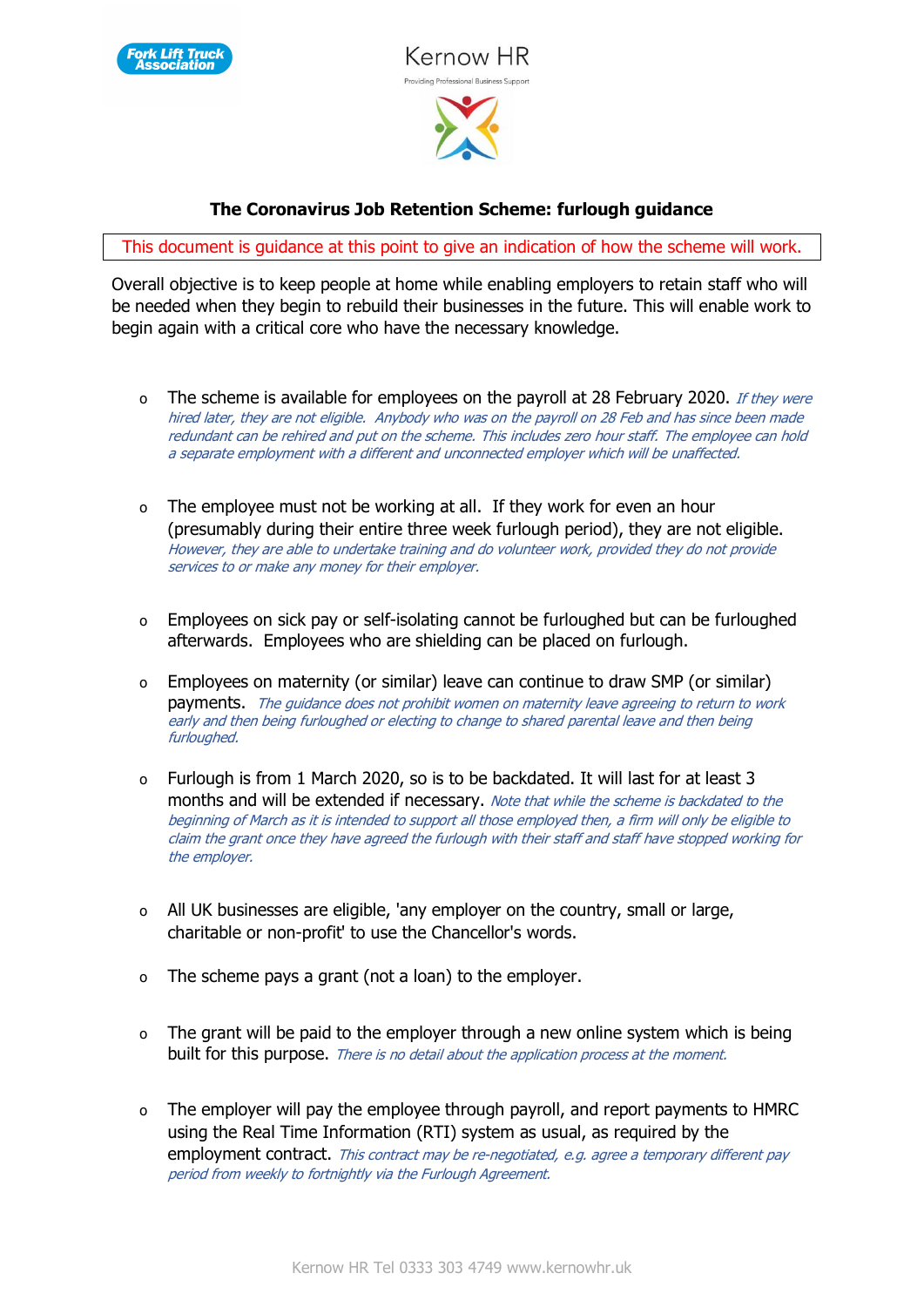Kernow HR

Providing Professional Business Support

## The Coronavirus Job Retention Scheme: furlough guidance

This document is guidance at this point to give an indication of how the scheme will work.

Overall objective is to keep people at home while enabling employers to retain staff who will be needed when they begin to rebuild their businesses in the future. This will enable work to begin again with a critical core who have the necessary knowledge.

- The scheme is available for employees on the payroll at 28 February 2020. *If they were hired later, they are not eligible. Anybody who was on the payroll on 28 Feb and has since been made redundant can be rehired and put on the scheme. This includes zero hour staff. The employee can hold a separate employment with a different and unconnected employer which will be unaffected.*

- The employee must not be working at all. If they work for even an hour (presumably during their entire three week furlough period), they are not eligible. *However, they are able to undertake training and do volunteer work, provided they do not provide services to or make any money for their employer.*

- Employees on sick pay or self-isolating cannot be furloughed but can be furloughed afterwards. Employees who are shielding can be placed on furlough.

- Employees on maternity (or similar) leave can continue to draw SMP (or similar) payments. *The guidance does not prohibit women on maternity leave agreeing to return to work early and then being furloughed or electing to change to shared parental leave and then being furloughed.*

- Furlough is from 1 March 2020, so is to be backdated. It will last for at least 3 months and will be extended if necessary. *Note that while the scheme is backdated to the beginning of March as it is intended to support all those employed then, a firm will only be eligible to claim the grant once they have agreed the furlough with their staff and staff have stopped working for the employer.*

- All UK businesses are eligible, 'any employer on the country, small or large, charitable or non-profit' to use the Chancellor's words.

- The scheme pays a grant (not a loan) to the employer.

- The grant will be paid to the employer through a new online system which is being built for this purpose. *There is no detail about the application process at the moment.*

- The employer will pay the employee through payroll, and report payments to HMRC using the Real Time Information (RTI) system as usual, as required by the employment contract. *This contract may be re-negotiated, e.g. agree a temporary different pay period from weekly to fortnightly via the Furlough Agreement.*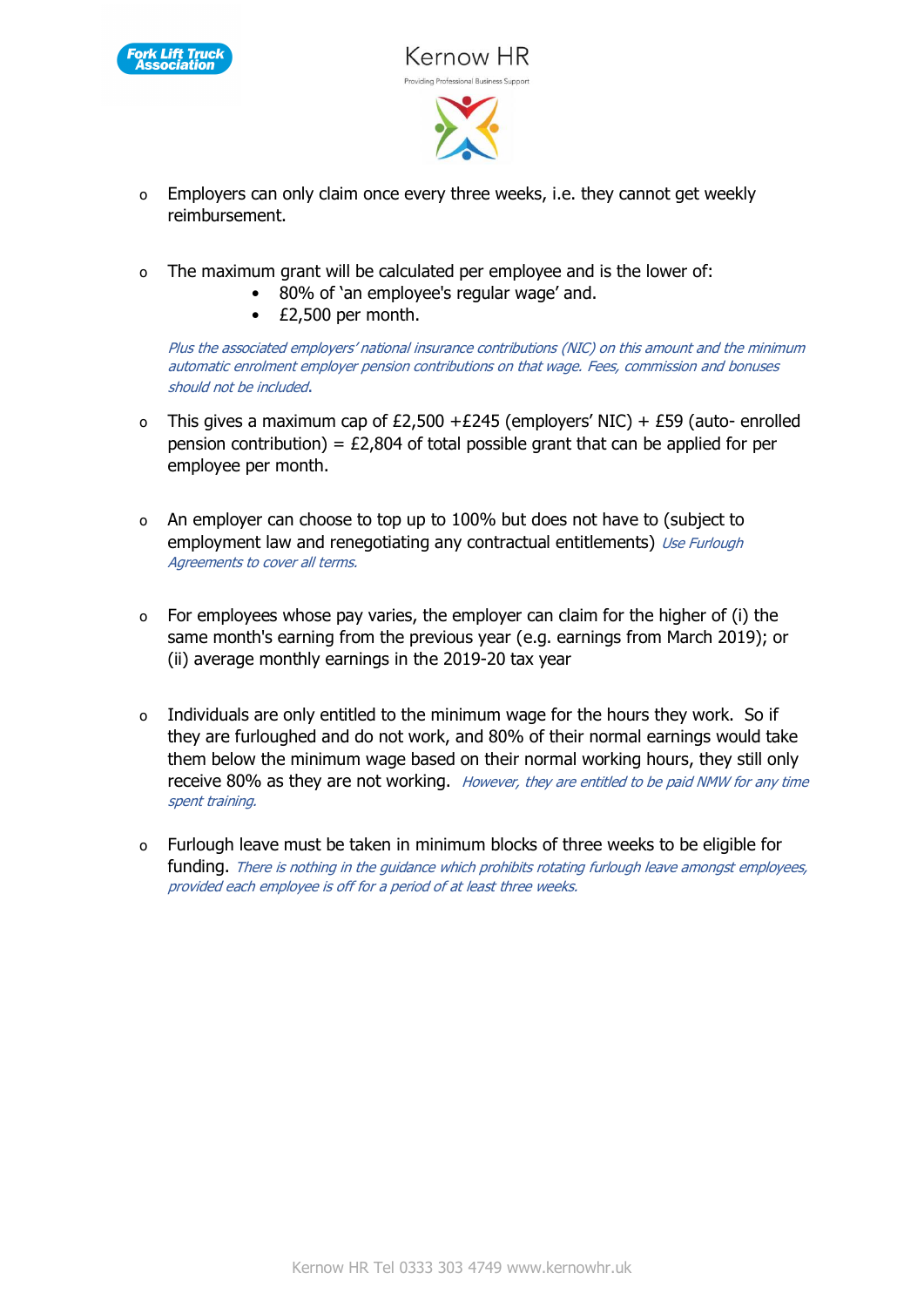- Employers can only claim once every three weeks, i.e. they cannot get weekly reimbursement.

- The maximum grant will be calculated per employee and is the lower of:
  - 80% of 'an employee's regular wage' and.
  - £2,500 per month.

  *Plus the associated employers' national insurance contributions (NIC) on this amount and the minimum automatic enrolment employer pension contributions on that wage. Fees, commission and bonuses should not be included.*

- This gives a maximum cap of £2,500 +£245 (employers' NIC) + £59 (auto- enrolled pension contribution) = £2,804 of total possible grant that can be applied for per employee per month.

- An employer can choose to top up to 100% but does not have to (subject to employment law and renegotiating any contractual entitlements) *Use Furlough Agreements to cover all terms.*

- For employees whose pay varies, the employer can claim for the higher of (i) the same month's earning from the previous year (e.g. earnings from March 2019); or (ii) average monthly earnings in the 2019-20 tax year

- Individuals are only entitled to the minimum wage for the hours they work. So if they are furloughed and do not work, and 80% of their normal earnings would take them below the minimum wage based on their normal working hours, they still only receive 80% as they are not working. *However, they are entitled to be paid NMW for any time spent training.*

- Furlough leave must be taken in minimum blocks of three weeks to be eligible for funding. *There is nothing in the guidance which prohibits rotating furlough leave amongst employees, provided each employee is off for a period of at least three weeks.*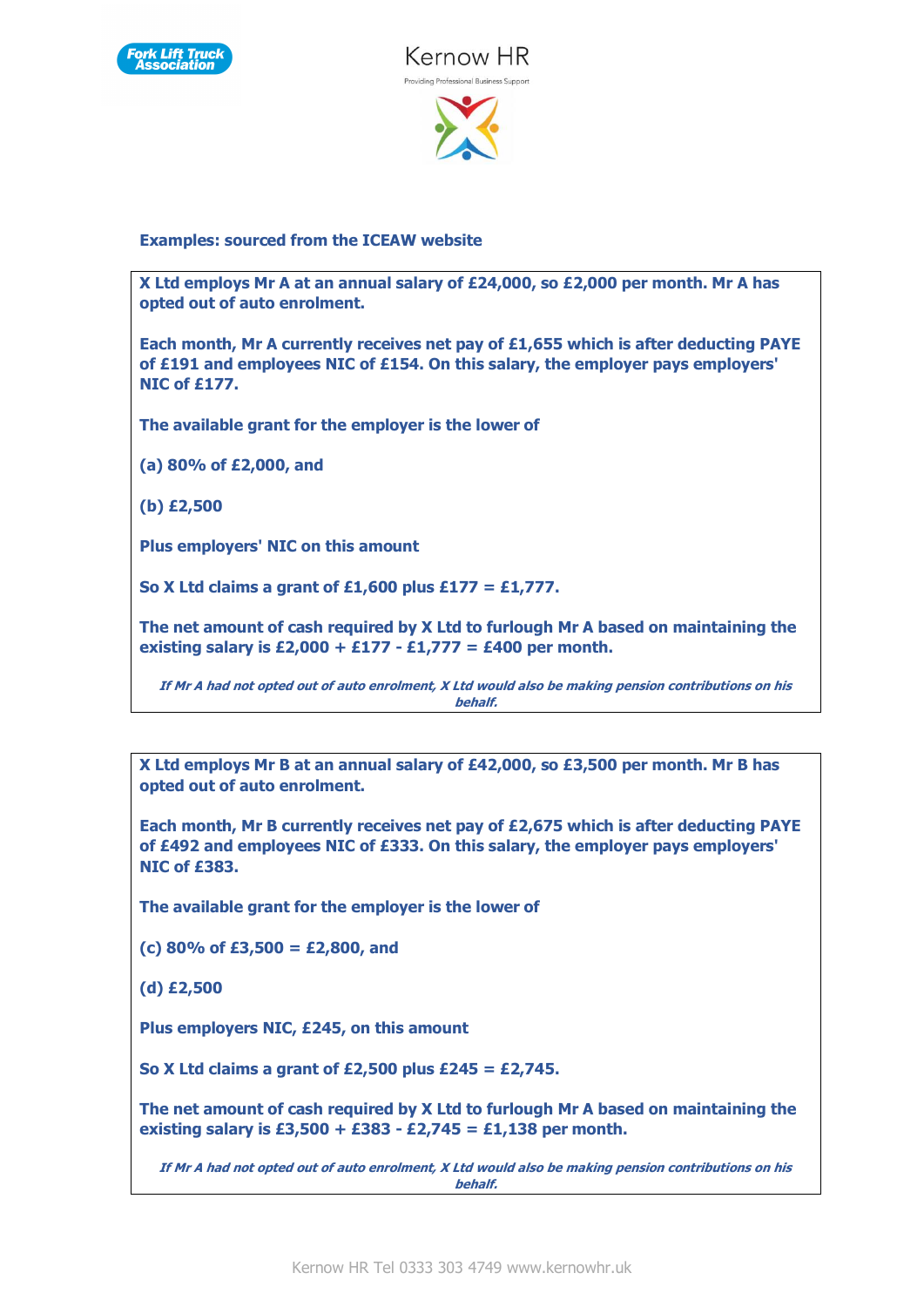**Examples: sourced from the ICEAW website**

**X Ltd employs Mr A at an annual salary of £24,000, so £2,000 per month. Mr A has opted out of auto enrolment.**

**Each month, Mr A currently receives net pay of £1,655 which is after deducting PAYE of £191 and employees NIC of £154. On this salary, the employer pays employers' NIC of £177.**

**The available grant for the employer is the lower of**

**(a) 80% of £2,000, and**

**(b) £2,500**

**Plus employers' NIC on this amount**

**So X Ltd claims a grant of £1,600 plus £177 = £1,777.**

**The net amount of cash required by X Ltd to furlough Mr A based on maintaining the existing salary is £2,000 + £177 - £1,777 = £400 per month.**

***If Mr A had not opted out of auto enrolment, X Ltd would also be making pension contributions on his behalf.***

---

**X Ltd employs Mr B at an annual salary of £42,000, so £3,500 per month. Mr B has opted out of auto enrolment.**

**Each month, Mr B currently receives net pay of £2,675 which is after deducting PAYE of £492 and employees NIC of £333. On this salary, the employer pays employers' NIC of £383.**

**The available grant for the employer is the lower of**

**(c) 80% of £3,500 = £2,800, and**

**(d) £2,500**

**Plus employers NIC, £245, on this amount**

**So X Ltd claims a grant of £2,500 plus £245 = £2,745.**

**The net amount of cash required by X Ltd to furlough Mr A based on maintaining the existing salary is £3,500 + £383 - £2,745 = £1,138 per month.**

***If Mr A had not opted out of auto enrolment, X Ltd would also be making pension contributions on his behalf.***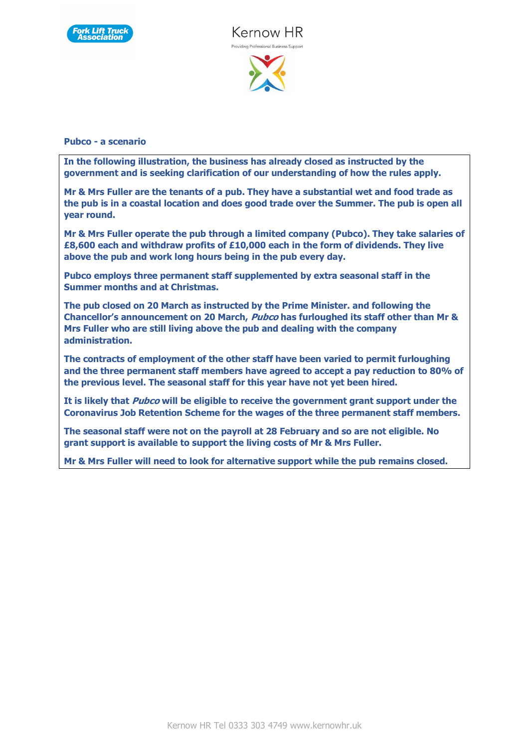**Pubco - a scenario**

**In the following illustration, the business has already closed as instructed by the government and is seeking clarification of our understanding of how the rules apply.**

**Mr & Mrs Fuller are the tenants of a pub. They have a substantial wet and food trade as the pub is in a coastal location and does good trade over the Summer. The pub is open all year round.**

**Mr & Mrs Fuller operate the pub through a limited company (Pubco). They take salaries of £8,600 each and withdraw profits of £10,000 each in the form of dividends. They live above the pub and work long hours being in the pub every day.**

**Pubco employs three permanent staff supplemented by extra seasonal staff in the Summer months and at Christmas.**

**The pub closed on 20 March as instructed by the Prime Minister. and following the Chancellor's announcement on 20 March, *Pubco* has furloughed its staff other than Mr & Mrs Fuller who are still living above the pub and dealing with the company administration.**

**The contracts of employment of the other staff have been varied to permit furloughing and the three permanent staff members have agreed to accept a pay reduction to 80% of the previous level. The seasonal staff for this year have not yet been hired.**

**It is likely that *Pubco* will be eligible to receive the government grant support under the Coronavirus Job Retention Scheme for the wages of the three permanent staff members.**

**The seasonal staff were not on the payroll at 28 February and so are not eligible. No grant support is available to support the living costs of Mr & Mrs Fuller.**

**Mr & Mrs Fuller will need to look for alternative support while the pub remains closed.**